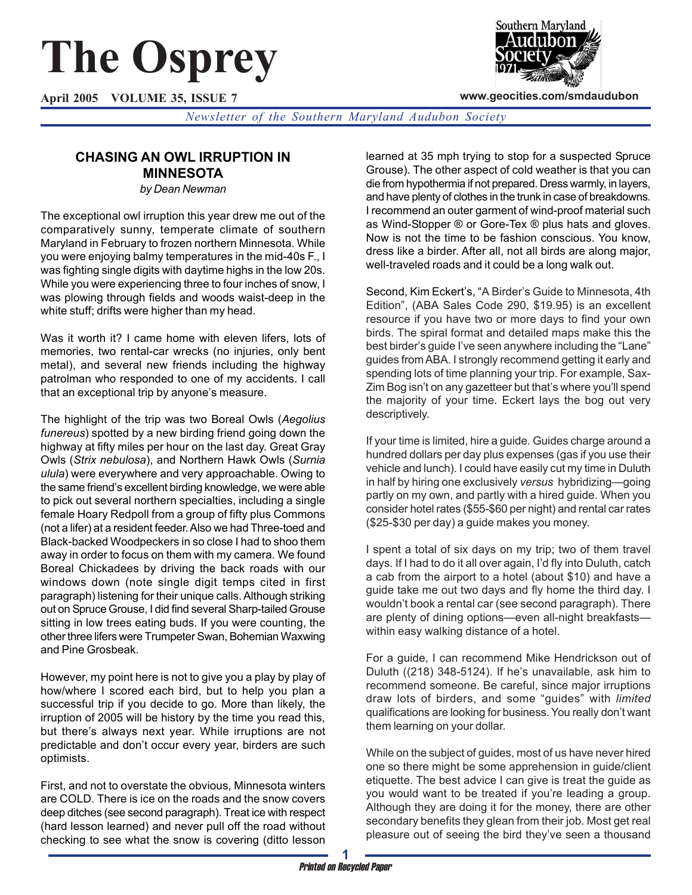# The Osprey

**April 2005 VOLUME 35, ISSUE 7**

**www.geocities.com/smdaudubon**

*Newsletter of the Southern Maryland Audubon Society*

## CHASING AN OWL IRRUPTION IN MINNESOTA

*by Dean Newman*

The exceptional owl irruption this year drew me out of the comparatively sunny, temperate climate of southern Maryland in February to frozen northern Minnesota. While you were enjoying balmy temperatures in the mid-40s F., I was fighting single digits with daytime highs in the low 20s. While you were experiencing three to four inches of snow, I was plowing through fields and woods waist-deep in the white stuff; drifts were higher than my head.

Was it worth it? I came home with eleven lifers, lots of memories, two rental-car wrecks (no injuries, only bent metal), and several new friends including the highway patrolman who responded to one of my accidents. I call that an exceptional trip by anyone's measure.

The highlight of the trip was two Boreal Owls (*Aegolius funereus*) spotted by a new birding friend going down the highway at fifty miles per hour on the last day. Great Gray Owls (*Strix nebulosa*), and Northern Hawk Owls (*Surnia ulula*) were everywhere and very approachable. Owing to the same friend's excellent birding knowledge, we were able to pick out several northern specialties, including a single female Hoary Redpoll from a group of fifty plus Commons (not a lifer) at a resident feeder. Also we had Three-toed and Black-backed Woodpeckers in so close I had to shoo them away in order to focus on them with my camera. We found Boreal Chickadees by driving the back roads with our windows down (note single digit temps cited in first paragraph) listening for their unique calls. Although striking out on Spruce Grouse, I did find several Sharp-tailed Grouse sitting in low trees eating buds. If you were counting, the other three lifers were Trumpeter Swan, Bohemian Waxwing and Pine Grosbeak.

However, my point here is not to give you a play by play of how/where I scored each bird, but to help you plan a successful trip if you decide to go. More than likely, the irruption of 2005 will be history by the time you read this, but there's always next year. While irruptions are not predictable and don't occur every year, birders are such optimists.

First, and not to overstate the obvious, Minnesota winters are COLD. There is ice on the roads and the snow covers deep ditches (see second paragraph). Treat ice with respect (hard lesson learned) and never pull off the road without checking to see what the snow is covering (ditto lesson learned at 35 mph trying to stop for a suspected Spruce Grouse). The other aspect of cold weather is that you can die from hypothermia if not prepared. Dress warmly, in layers, and have plenty of clothes in the trunk in case of breakdowns. I recommend an outer garment of wind-proof material such as Wind-Stopper ® or Gore-Tex ® plus hats and gloves. Now is not the time to be fashion conscious. You know, dress like a birder. After all, not all birds are along major, well-traveled roads and it could be a long walk out.

Second, Kim Eckert's, "A Birder's Guide to Minnesota, 4th Edition", (ABA Sales Code 290, $19.95) is an excellent resource if you have two or more days to find your own birds. The spiral format and detailed maps make this the best birder's guide I've seen anywhere including the "Lane" guides from ABA. I strongly recommend getting it early and spending lots of time planning your trip. For example, Sax-Zim Bog isn't on any gazetteer but that's where you'll spend the majority of your time. Eckert lays the bog out very descriptively.

If your time is limited, hire a guide. Guides charge around a hundred dollars per day plus expenses (gas if you use their vehicle and lunch). I could have easily cut my time in Duluth in half by hiring one exclusively *versus* hybridizing—going partly on my own, and partly with a hired guide. When you consider hotel rates ($55-$60 per night) and rental car rates ($25-$30 per day) a guide makes you money.

I spent a total of six days on my trip; two of them travel days. If I had to do it all over again, I'd fly into Duluth, catch a cab from the airport to a hotel (about $10) and have a guide take me out two days and fly home the third day. I wouldn't book a rental car (see second paragraph). There are plenty of dining options—even all-night breakfasts—within easy walking distance of a hotel.

For a guide, I can recommend Mike Hendrickson out of Duluth ((218) 348-5124). If he's unavailable, ask him to recommend someone. Be careful, since major irruptions draw lots of birders, and some "guides" with *limited* qualifications are looking for business. You really don't want them learning on your dollar.

While on the subject of guides, most of us have never hired one so there might be some apprehension in guide/client etiquette. The best advice I can give is treat the guide as you would want to be treated if you're leading a group. Although they are doing it for the money, there are other secondary benefits they glean from their job. Most get real pleasure out of seeing the bird they've seen a thousand

*Printed on Recycled Paper*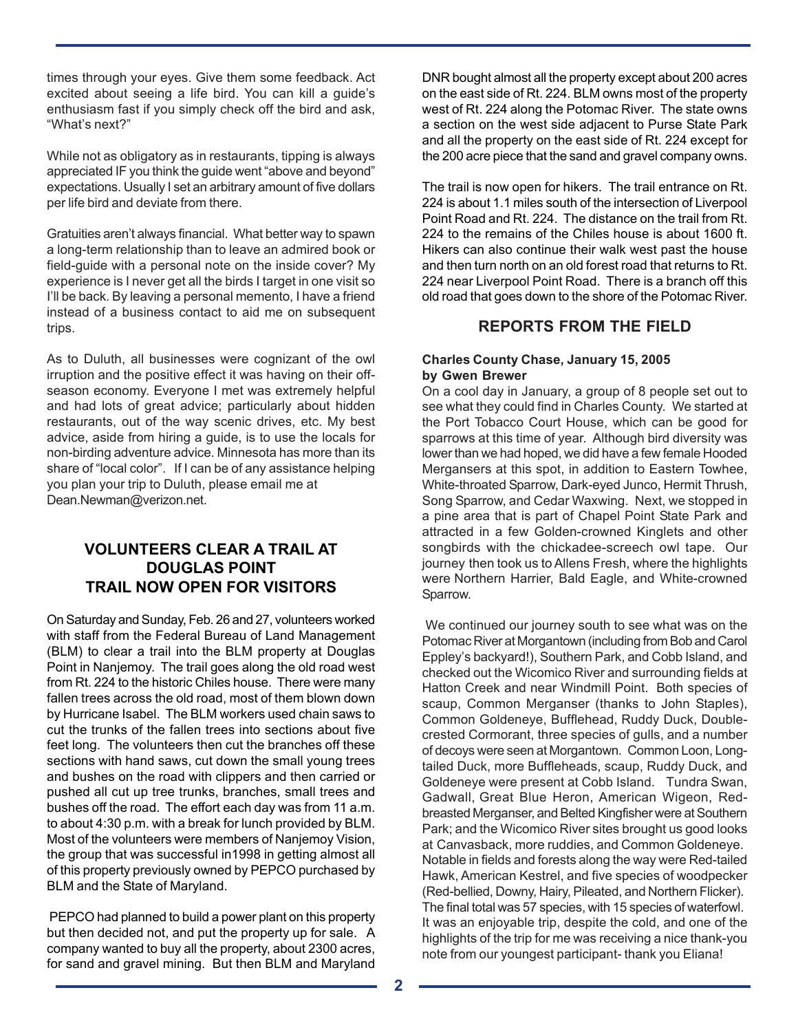times through your eyes. Give them some feedback. Act excited about seeing a life bird. You can kill a guide's enthusiasm fast if you simply check off the bird and ask, "What's next?"

While not as obligatory as in restaurants, tipping is always appreciated IF you think the guide went "above and beyond" expectations. Usually I set an arbitrary amount of five dollars per life bird and deviate from there.

Gratuities aren't always financial. What better way to spawn a long-term relationship than to leave an admired book or field-guide with a personal note on the inside cover? My experience is I never get all the birds I target in one visit so I'll be back. By leaving a personal memento, I have a friend instead of a business contact to aid me on subsequent trips.

As to Duluth, all businesses were cognizant of the owl irruption and the positive effect it was having on their off-season economy. Everyone I met was extremely helpful and had lots of great advice; particularly about hidden restaurants, out of the way scenic drives, etc. My best advice, aside from hiring a guide, is to use the locals for non-birding adventure advice. Minnesota has more than its share of "local color". If I can be of any assistance helping you plan your trip to Duluth, please email me at Dean.Newman@verizon.net.

## VOLUNTEERS CLEAR A TRAIL AT DOUGLAS POINT TRAIL NOW OPEN FOR VISITORS

On Saturday and Sunday, Feb. 26 and 27, volunteers worked with staff from the Federal Bureau of Land Management (BLM) to clear a trail into the BLM property at Douglas Point in Nanjemoy. The trail goes along the old road west from Rt. 224 to the historic Chiles house. There were many fallen trees across the old road, most of them blown down by Hurricane Isabel. The BLM workers used chain saws to cut the trunks of the fallen trees into sections about five feet long. The volunteers then cut the branches off these sections with hand saws, cut down the small young trees and bushes on the road with clippers and then carried or pushed all cut up tree trunks, branches, small trees and bushes off the road. The effort each day was from 11 a.m. to about 4:30 p.m. with a break for lunch provided by BLM. Most of the volunteers were members of Nanjemoy Vision, the group that was successful in1998 in getting almost all of this property previously owned by PEPCO purchased by BLM and the State of Maryland.

PEPCO had planned to build a power plant on this property but then decided not, and put the property up for sale. A company wanted to buy all the property, about 2300 acres, for sand and gravel mining. But then BLM and Maryland DNR bought almost all the property except about 200 acres on the east side of Rt. 224. BLM owns most of the property west of Rt. 224 along the Potomac River. The state owns a section on the west side adjacent to Purse State Park and all the property on the east side of Rt. 224 except for the 200 acre piece that the sand and gravel company owns.

The trail is now open for hikers. The trail entrance on Rt. 224 is about 1.1 miles south of the intersection of Liverpool Point Road and Rt. 224. The distance on the trail from Rt. 224 to the remains of the Chiles house is about 1600 ft. Hikers can also continue their walk west past the house and then turn north on an old forest road that returns to Rt. 224 near Liverpool Point Road. There is a branch off this old road that goes down to the shore of the Potomac River.

## REPORTS FROM THE FIELD

**Charles County Chase, January 15, 2005**
**by Gwen Brewer**

On a cool day in January, a group of 8 people set out to see what they could find in Charles County. We started at the Port Tobacco Court House, which can be good for sparrows at this time of year. Although bird diversity was lower than we had hoped, we did have a few female Hooded Mergansers at this spot, in addition to Eastern Towhee, White-throated Sparrow, Dark-eyed Junco, Hermit Thrush, Song Sparrow, and Cedar Waxwing. Next, we stopped in a pine area that is part of Chapel Point State Park and attracted in a few Golden-crowned Kinglets and other songbirds with the chickadee-screech owl tape. Our journey then took us to Allens Fresh, where the highlights were Northern Harrier, Bald Eagle, and White-crowned Sparrow.

We continued our journey south to see what was on the Potomac River at Morgantown (including from Bob and Carol Eppley's backyard!), Southern Park, and Cobb Island, and checked out the Wicomico River and surrounding fields at Hatton Creek and near Windmill Point. Both species of scaup, Common Merganser (thanks to John Staples), Common Goldeneye, Bufflehead, Ruddy Duck, Double-crested Cormorant, three species of gulls, and a number of decoys were seen at Morgantown. Common Loon, Long-tailed Duck, more Buffleheads, scaup, Ruddy Duck, and Goldeneye were present at Cobb Island. Tundra Swan, Gadwall, Great Blue Heron, American Wigeon, Red-breasted Merganser, and Belted Kingfisher were at Southern Park; and the Wicomico River sites brought us good looks at Canvasback, more ruddies, and Common Goldeneye. Notable in fields and forests along the way were Red-tailed Hawk, American Kestrel, and five species of woodpecker (Red-bellied, Downy, Hairy, Pileated, and Northern Flicker). The final total was 57 species, with 15 species of waterfowl. It was an enjoyable trip, despite the cold, and one of the highlights of the trip for me was receiving a nice thank-you note from our youngest participant- thank you Eliana!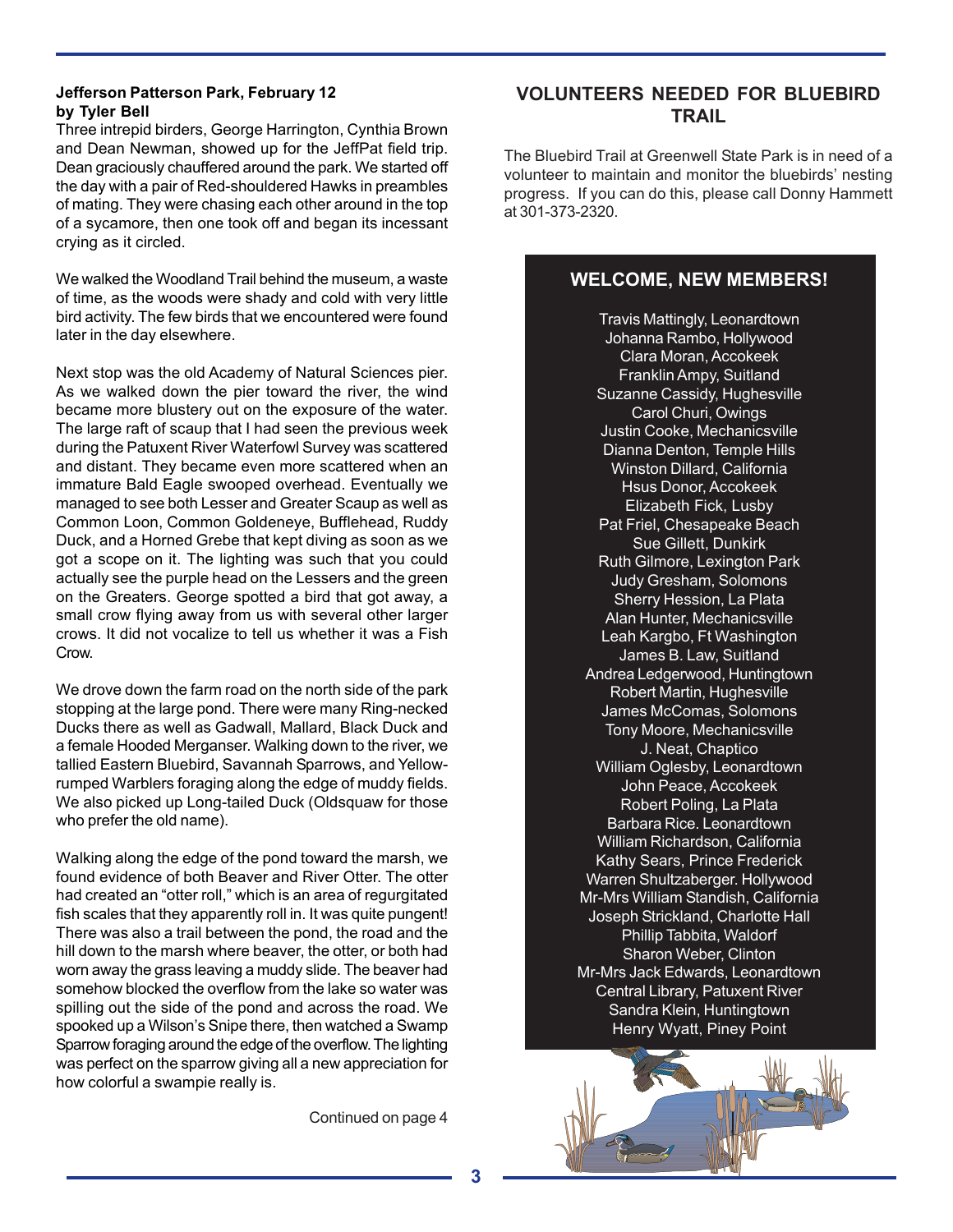### Jefferson Patterson Park, February 12
**by Tyler Bell**

Three intrepid birders, George Harrington, Cynthia Brown and Dean Newman, showed up for the JeffPat field trip. Dean graciously chauffered around the park. We started off the day with a pair of Red-shouldered Hawks in preambles of mating. They were chasing each other around in the top of a sycamore, then one took off and began its incessant crying as it circled.

We walked the Woodland Trail behind the museum, a waste of time, as the woods were shady and cold with very little bird activity. The few birds that we encountered were found later in the day elsewhere.

Next stop was the old Academy of Natural Sciences pier. As we walked down the pier toward the river, the wind became more blustery out on the exposure of the water. The large raft of scaup that I had seen the previous week during the Patuxent River Waterfowl Survey was scattered and distant. They became even more scattered when an immature Bald Eagle swooped overhead. Eventually we managed to see both Lesser and Greater Scaup as well as Common Loon, Common Goldeneye, Bufflehead, Ruddy Duck, and a Horned Grebe that kept diving as soon as we got a scope on it. The lighting was such that you could actually see the purple head on the Lessers and the green on the Greaters. George spotted a bird that got away, a small crow flying away from us with several other larger crows. It did not vocalize to tell us whether it was a Fish Crow.

We drove down the farm road on the north side of the park stopping at the large pond. There were many Ring-necked Ducks there as well as Gadwall, Mallard, Black Duck and a female Hooded Merganser. Walking down to the river, we tallied Eastern Bluebird, Savannah Sparrows, and Yellow-rumped Warblers foraging along the edge of muddy fields. We also picked up Long-tailed Duck (Oldsquaw for those who prefer the old name).

Walking along the edge of the pond toward the marsh, we found evidence of both Beaver and River Otter. The otter had created an "otter roll," which is an area of regurgitated fish scales that they apparently roll in. It was quite pungent! There was also a trail between the pond, the road and the hill down to the marsh where beaver, the otter, or both had worn away the grass leaving a muddy slide. The beaver had somehow blocked the overflow from the lake so water was spilling out the side of the pond and across the road. We spooked up a Wilson's Snipe there, then watched a Swamp Sparrow foraging around the edge of the overflow. The lighting was perfect on the sparrow giving all a new appreciation for how colorful a swampie really is.

Continued on page 4

## VOLUNTEERS NEEDED FOR BLUEBIRD TRAIL

The Bluebird Trail at Greenwell State Park is in need of a volunteer to maintain and monitor the bluebirds' nesting progress. If you can do this, please call Donny Hammett at 301-373-2320.

## WELCOME, NEW MEMBERS!

Travis Mattingly, Leonardtown
Johanna Rambo, Hollywood
Clara Moran, Accokeek
Franklin Ampy, Suitland
Suzanne Cassidy, Hughesville
Carol Churi, Owings
Justin Cooke, Mechanicsville
Dianna Denton, Temple Hills
Winston Dillard, California
Hsus Donor, Accokeek
Elizabeth Fick, Lusby
Pat Friel, Chesapeake Beach
Sue Gillett, Dunkirk
Ruth Gilmore, Lexington Park
Judy Gresham, Solomons
Sherry Hession, La Plata
Alan Hunter, Mechanicsville
Leah Kargbo, Ft Washington
James B. Law, Suitland
Andrea Ledgerwood, Huntingtown
Robert Martin, Hughesville
James McComas, Solomons
Tony Moore, Mechanicsville
J. Neat, Chaptico
William Oglesby, Leonardtown
John Peace, Accokeek
Robert Poling, La Plata
Barbara Rice. Leonardtown
William Richardson, California
Kathy Sears, Prince Frederick
Warren Shultzaberger. Hollywood
Mr-Mrs William Standish, California
Joseph Strickland, Charlotte Hall
Phillip Tabbita, Waldorf
Sharon Weber, Clinton
Mr-Mrs Jack Edwards, Leonardtown
Central Library, Patuxent River
Sandra Klein, Huntingtown
Henry Wyatt, Piney Point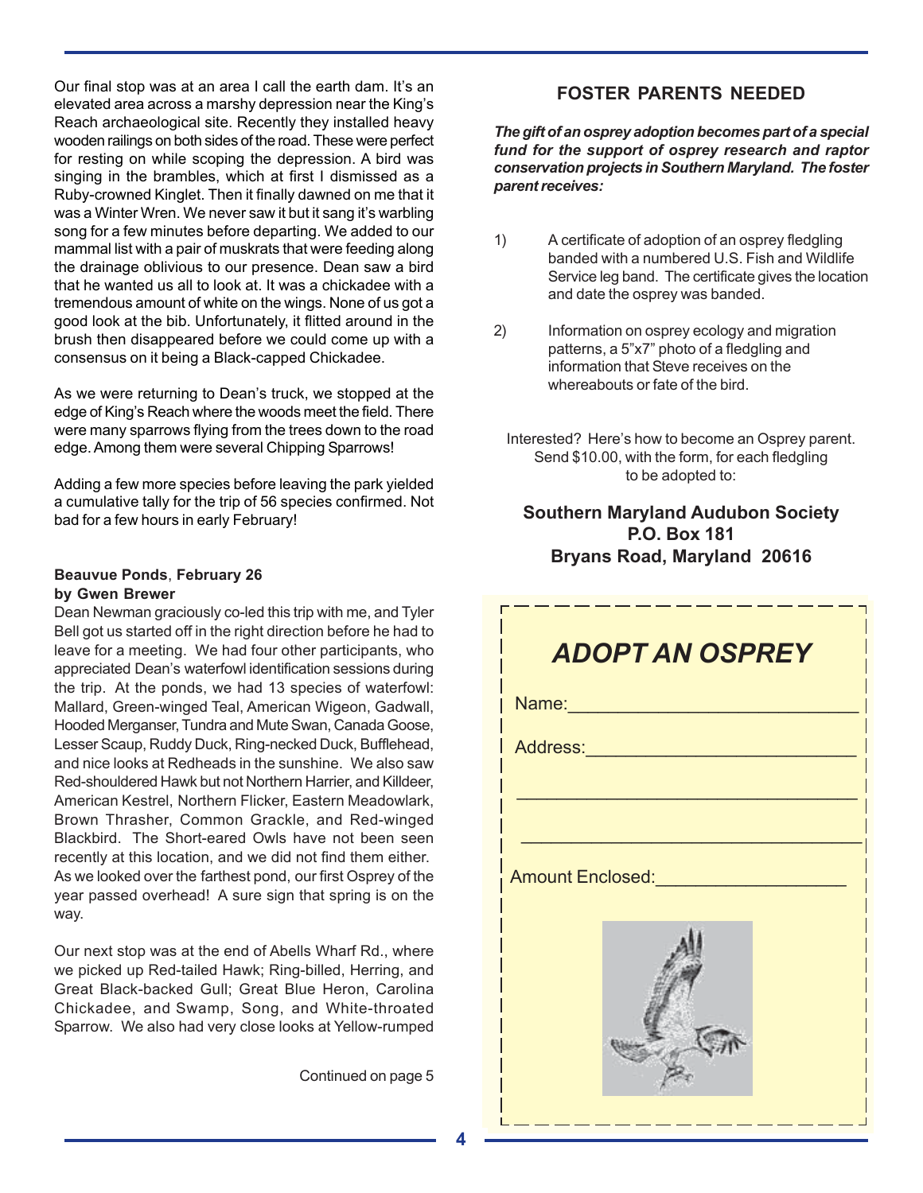Our final stop was at an area I call the earth dam. It's an elevated area across a marshy depression near the King's Reach archaeological site. Recently they installed heavy wooden railings on both sides of the road. These were perfect for resting on while scoping the depression. A bird was singing in the brambles, which at first I dismissed as a Ruby-crowned Kinglet. Then it finally dawned on me that it was a Winter Wren. We never saw it but it sang it's warbling song for a few minutes before departing. We added to our mammal list with a pair of muskrats that were feeding along the drainage oblivious to our presence. Dean saw a bird that he wanted us all to look at. It was a chickadee with a tremendous amount of white on the wings. None of us got a good look at the bib. Unfortunately, it flitted around in the brush then disappeared before we could come up with a consensus on it being a Black-capped Chickadee.

As we were returning to Dean's truck, we stopped at the edge of King's Reach where the woods meet the field. There were many sparrows flying from the trees down to the road edge. Among them were several Chipping Sparrows!

Adding a few more species before leaving the park yielded a cumulative tally for the trip of 56 species confirmed. Not bad for a few hours in early February!

**Beauvue Ponds**, **February 26**
**by Gwen Brewer**

Dean Newman graciously co-led this trip with me, and Tyler Bell got us started off in the right direction before he had to leave for a meeting. We had four other participants, who appreciated Dean's waterfowl identification sessions during the trip. At the ponds, we had 13 species of waterfowl: Mallard, Green-winged Teal, American Wigeon, Gadwall, Hooded Merganser, Tundra and Mute Swan, Canada Goose, Lesser Scaup, Ruddy Duck, Ring-necked Duck, Bufflehead, and nice looks at Redheads in the sunshine. We also saw Red-shouldered Hawk but not Northern Harrier, and Killdeer, American Kestrel, Northern Flicker, Eastern Meadowlark, Brown Thrasher, Common Grackle, and Red-winged Blackbird. The Short-eared Owls have not been seen recently at this location, and we did not find them either. As we looked over the farthest pond, our first Osprey of the year passed overhead! A sure sign that spring is on the way.

Our next stop was at the end of Abells Wharf Rd., where we picked up Red-tailed Hawk; Ring-billed, Herring, and Great Black-backed Gull; Great Blue Heron, Carolina Chickadee, and Swamp, Song, and White-throated Sparrow. We also had very close looks at Yellow-rumped

Continued on page 5

## FOSTER PARENTS NEEDED

***The gift of an osprey adoption becomes part of a special fund for the support of osprey research and raptor conservation projects in Southern Maryland. The foster parent receives:***

1) A certificate of adoption of an osprey fledgling banded with a numbered U.S. Fish and Wildlife Service leg band. The certificate gives the location and date the osprey was banded.

2) Information on osprey ecology and migration patterns, a 5"x7" photo of a fledgling and information that Steve receives on the whereabouts or fate of the bird.

Interested? Here's how to become an Osprey parent. Send $10.00, with the form, for each fledgling to be adopted to:

**Southern Maryland Audubon Society**
**P.O. Box 181**
**Bryans Road, Maryland 20616**

## *ADOPT AN OSPREY*

Name:____________________________

Address:__________________________

__________________________________

__________________________________

Amount Enclosed:__________________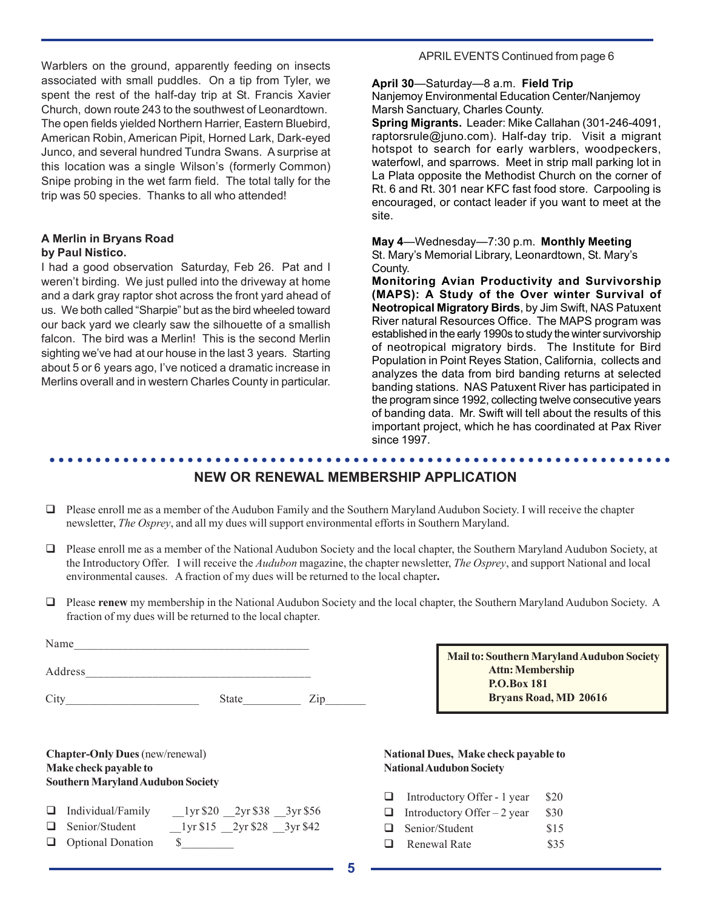Warblers on the ground, apparently feeding on insects associated with small puddles. On a tip from Tyler, we spent the rest of the half-day trip at St. Francis Xavier Church, down route 243 to the southwest of Leonardtown. The open fields yielded Northern Harrier, Eastern Bluebird, American Robin, American Pipit, Horned Lark, Dark-eyed Junco, and several hundred Tundra Swans. A surprise at this location was a single Wilson's (formerly Common) Snipe probing in the wet farm field. The total tally for the trip was 50 species. Thanks to all who attended!

**A Merlin in Bryans Road**
**by Paul Nistico.**

I had a good observation Saturday, Feb 26. Pat and I weren't birding. We just pulled into the driveway at home and a dark gray raptor shot across the front yard ahead of us. We both called "Sharpie" but as the bird wheeled toward our back yard we clearly saw the silhouette of a smallish falcon. The bird was a Merlin! This is the second Merlin sighting we've had at our house in the last 3 years. Starting about 5 or 6 years ago, I've noticed a dramatic increase in Merlins overall and in western Charles County in particular.

APRIL EVENTS Continued from page 6

**April 30**—Saturday—8 a.m. **Field Trip**
Nanjemoy Environmental Education Center/Nanjemoy Marsh Sanctuary, Charles County.
**Spring Migrants.** Leader: Mike Callahan (301-246-4091, raptorsrule@juno.com). Half-day trip. Visit a migrant hotspot to search for early warblers, woodpeckers, waterfowl, and sparrows. Meet in strip mall parking lot in La Plata opposite the Methodist Church on the corner of Rt. 6 and Rt. 301 near KFC fast food store. Carpooling is encouraged, or contact leader if you want to meet at the site.

**May 4**—Wednesday—7:30 p.m. **Monthly Meeting**
St. Mary's Memorial Library, Leonardtown, St. Mary's County.
**Monitoring Avian Productivity and Survivorship (MAPS): A Study of the Over winter Survival of Neotropical Migratory Birds**, by Jim Swift, NAS Patuxent River natural Resources Office. The MAPS program was established in the early 1990s to study the winter survivorship of neotropical migratory birds. The Institute for Bird Population in Point Reyes Station, California, collects and analyzes the data from bird banding returns at selected banding stations. NAS Patuxent River has participated in the program since 1992, collecting twelve consecutive years of banding data. Mr. Swift will tell about the results of this important project, which he has coordinated at Pax River since 1997.

## NEW OR RENEWAL MEMBERSHIP APPLICATION

- ❑ Please enroll me as a member of the Audubon Family and the Southern Maryland Audubon Society. I will receive the chapter newsletter, *The Osprey*, and all my dues will support environmental efforts in Southern Maryland.
- ❑ Please enroll me as a member of the National Audubon Society and the local chapter, the Southern Maryland Audubon Society, at the Introductory Offer. I will receive the *Audubon* magazine, the chapter newsletter, *The Osprey*, and support National and local environmental causes. A fraction of my dues will be returned to the local chapter**.**
- ❑ Please **renew** my membership in the National Audubon Society and the local chapter, the Southern Maryland Audubon Society. A fraction of my dues will be returned to the local chapter.

Name_______________________________________

Address_____________________________________

City______________________ State__________ Zip_______

**Mail to: Southern Maryland Audubon Society**
**Attn: Membership**
**P.O.Box 181**
**Bryans Road, MD 20616**

**Chapter-Only Dues** (new/renewal)
**Make check payable to**
**Southern Maryland Audubon Society**

- ❑ Individual/Family __1yr $20 __2yr $38 __3yr $56
- ❑ Senior/Student __1yr $15 __2yr $28 __3yr $42
- ❑ Optional Donation $_________

**National Dues, Make check payable to**
**National Audubon Society**

- ❑ Introductory Offer - 1 year $20
- ❑ Introductory Offer – 2 year $30
- ❑ Senior/Student $15
- ❑ Renewal Rate $35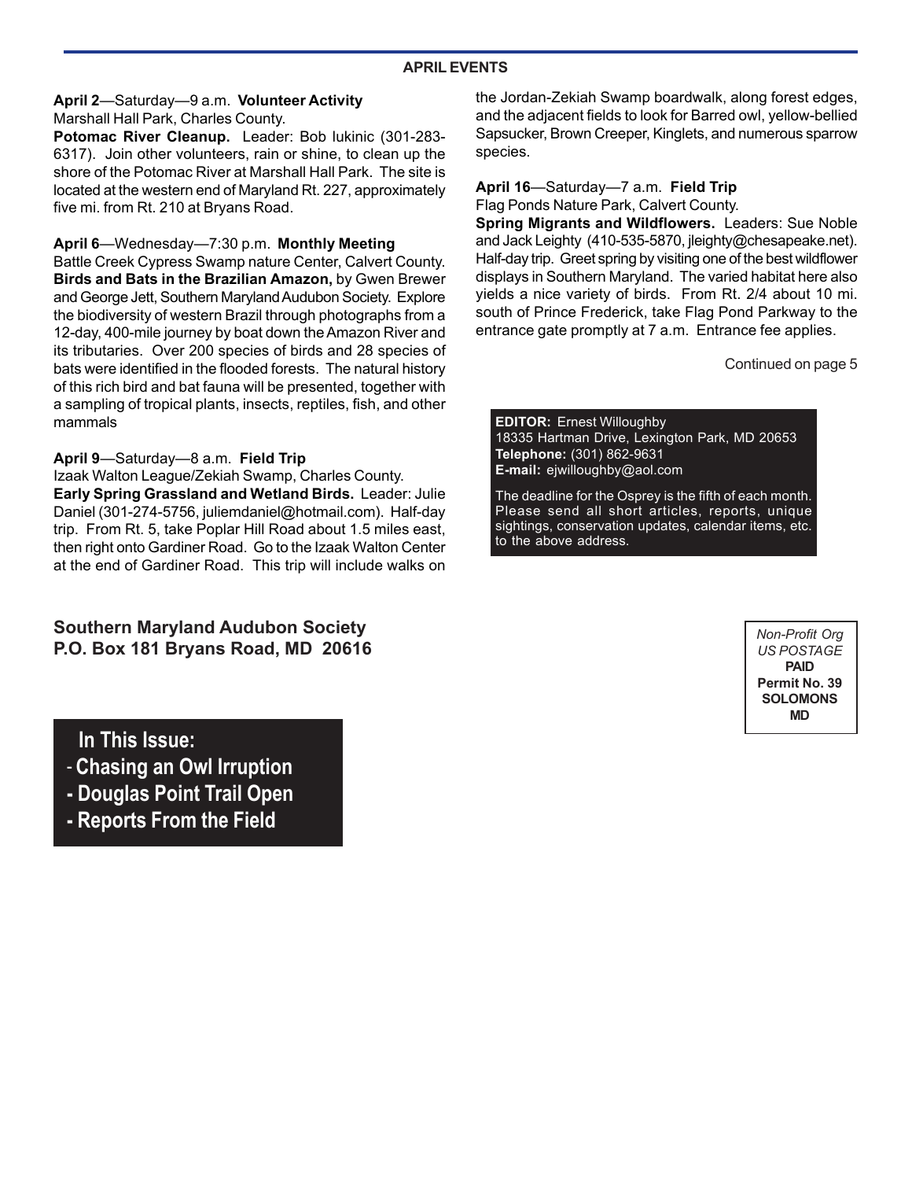## APRIL EVENTS

**April 2**—Saturday—9 a.m. **Volunteer Activity**
Marshall Hall Park, Charles County.
**Potomac River Cleanup.** Leader: Bob Iukinic (301-283-6317). Join other volunteers, rain or shine, to clean up the shore of the Potomac River at Marshall Hall Park. The site is located at the western end of Maryland Rt. 227, approximately five mi. from Rt. 210 at Bryans Road.

**April 6**—Wednesday—7:30 p.m. **Monthly Meeting**
Battle Creek Cypress Swamp nature Center, Calvert County.
**Birds and Bats in the Brazilian Amazon,** by Gwen Brewer and George Jett, Southern Maryland Audubon Society. Explore the biodiversity of western Brazil through photographs from a 12-day, 400-mile journey by boat down the Amazon River and its tributaries. Over 200 species of birds and 28 species of bats were identified in the flooded forests. The natural history of this rich bird and bat fauna will be presented, together with a sampling of tropical plants, insects, reptiles, fish, and other mammals

**April 9**—Saturday—8 a.m. **Field Trip**
Izaak Walton League/Zekiah Swamp, Charles County.
**Early Spring Grassland and Wetland Birds.** Leader: Julie Daniel (301-274-5756, juliemdaniel@hotmail.com). Half-day trip. From Rt. 5, take Poplar Hill Road about 1.5 miles east, then right onto Gardiner Road. Go to the Izaak Walton Center at the end of Gardiner Road. This trip will include walks on the Jordan-Zekiah Swamp boardwalk, along forest edges, and the adjacent fields to look for Barred owl, yellow-bellied Sapsucker, Brown Creeper, Kinglets, and numerous sparrow species.

**April 16**—Saturday—7 a.m. **Field Trip**
Flag Ponds Nature Park, Calvert County.
**Spring Migrants and Wildflowers.** Leaders: Sue Noble and Jack Leighty (410-535-5870, jleighty@chesapeake.net). Half-day trip. Greet spring by visiting one of the best wildflower displays in Southern Maryland. The varied habitat here also yields a nice variety of birds. From Rt. 2/4 about 10 mi. south of Prince Frederick, take Flag Pond Parkway to the entrance gate promptly at 7 a.m. Entrance fee applies.

Continued on page 5

**EDITOR:** Ernest Willoughby
18335 Hartman Drive, Lexington Park, MD 20653
**Telephone:** (301) 862-9631
**E-mail:** ejwilloughby@aol.com

The deadline for the Osprey is the fifth of each month. Please send all short articles, reports, unique sightings, conservation updates, calendar items, etc. to the above address.

**Southern Maryland Audubon Society**
**P.O. Box 181 Bryans Road, MD 20616**

*Non-Profit Org*
*US POSTAGE*
**PAID**
**Permit No. 39**
**SOLOMONS**
**MD**

**In This Issue:**
- **Chasing an Owl Irruption**
- **Douglas Point Trail Open**
- **Reports From the Field**